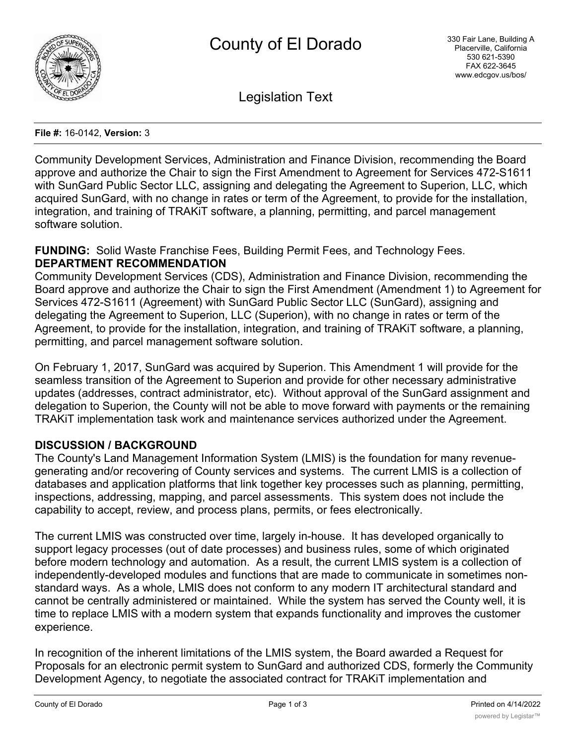# County of El Dorado

330 Fair Lane, Building A
Placerville, California
530 621-5390
FAX 622-3645
www.edcgov.us/bos/

## Legislation Text

**File #:** 16-0142, **Version:** 3

Community Development Services, Administration and Finance Division, recommending the Board approve and authorize the Chair to sign the First Amendment to Agreement for Services 472-S1611 with SunGard Public Sector LLC, assigning and delegating the Agreement to Superion, LLC, which acquired SunGard, with no change in rates or term of the Agreement, to provide for the installation, integration, and training of TRAKiT software, a planning, permitting, and parcel management software solution.

**FUNDING:** Solid Waste Franchise Fees, Building Permit Fees, and Technology Fees.

**DEPARTMENT RECOMMENDATION**

Community Development Services (CDS), Administration and Finance Division, recommending the Board approve and authorize the Chair to sign the First Amendment (Amendment 1) to Agreement for Services 472-S1611 (Agreement) with SunGard Public Sector LLC (SunGard), assigning and delegating the Agreement to Superion, LLC (Superion), with no change in rates or term of the Agreement, to provide for the installation, integration, and training of TRAKiT software, a planning, permitting, and parcel management software solution.

On February 1, 2017, SunGard was acquired by Superion. This Amendment 1 will provide for the seamless transition of the Agreement to Superion and provide for other necessary administrative updates (addresses, contract administrator, etc). Without approval of the SunGard assignment and delegation to Superion, the County will not be able to move forward with payments or the remaining TRAKiT implementation task work and maintenance services authorized under the Agreement.

**DISCUSSION / BACKGROUND**

The County's Land Management Information System (LMIS) is the foundation for many revenue-generating and/or recovering of County services and systems. The current LMIS is a collection of databases and application platforms that link together key processes such as planning, permitting, inspections, addressing, mapping, and parcel assessments. This system does not include the capability to accept, review, and process plans, permits, or fees electronically.

The current LMIS was constructed over time, largely in-house. It has developed organically to support legacy processes (out of date processes) and business rules, some of which originated before modern technology and automation. As a result, the current LMIS system is a collection of independently-developed modules and functions that are made to communicate in sometimes non-standard ways. As a whole, LMIS does not conform to any modern IT architectural standard and cannot be centrally administered or maintained. While the system has served the County well, it is time to replace LMIS with a modern system that expands functionality and improves the customer experience.

In recognition of the inherent limitations of the LMIS system, the Board awarded a Request for Proposals for an electronic permit system to SunGard and authorized CDS, formerly the Community Development Agency, to negotiate the associated contract for TRAKiT implementation and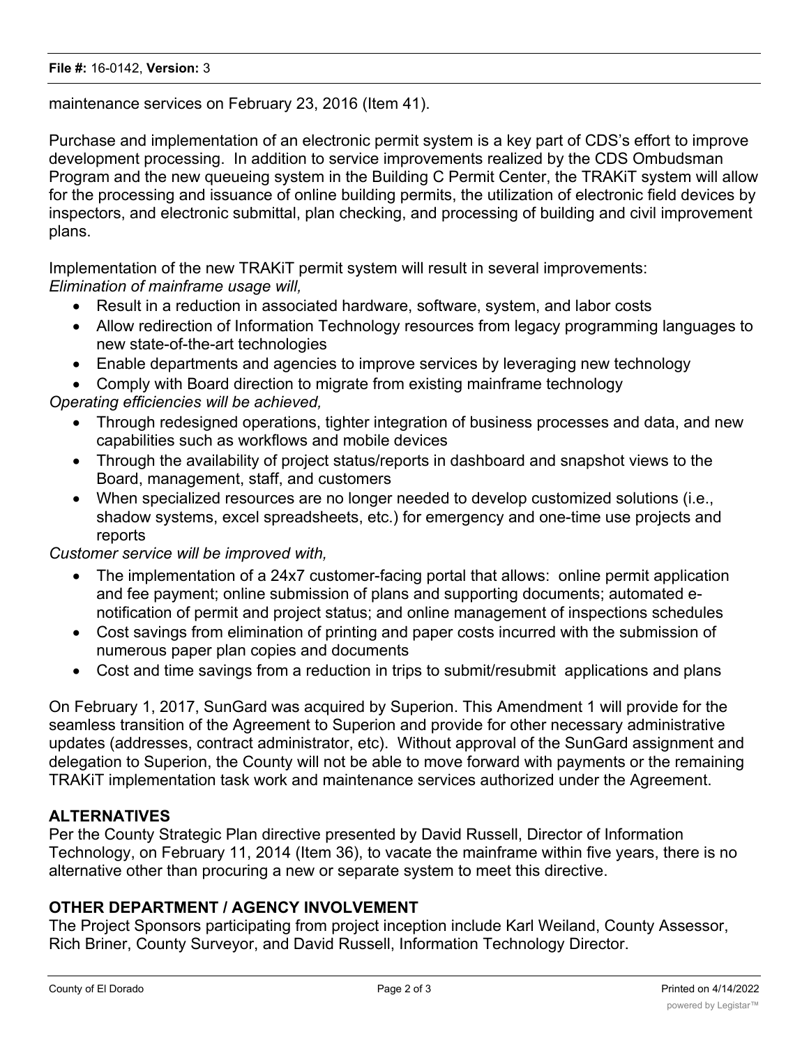maintenance services on February 23, 2016 (Item 41).

Purchase and implementation of an electronic permit system is a key part of CDS's effort to improve development processing. In addition to service improvements realized by the CDS Ombudsman Program and the new queueing system in the Building C Permit Center, the TRAKiT system will allow for the processing and issuance of online building permits, the utilization of electronic field devices by inspectors, and electronic submittal, plan checking, and processing of building and civil improvement plans.

Implementation of the new TRAKiT permit system will result in several improvements:
*Elimination of mainframe usage will,*

- Result in a reduction in associated hardware, software, system, and labor costs
- Allow redirection of Information Technology resources from legacy programming languages to new state-of-the-art technologies
- Enable departments and agencies to improve services by leveraging new technology
- Comply with Board direction to migrate from existing mainframe technology

*Operating efficiencies will be achieved,*

- Through redesigned operations, tighter integration of business processes and data, and new capabilities such as workflows and mobile devices
- Through the availability of project status/reports in dashboard and snapshot views to the Board, management, staff, and customers
- When specialized resources are no longer needed to develop customized solutions (i.e., shadow systems, excel spreadsheets, etc.) for emergency and one-time use projects and reports

*Customer service will be improved with,*

- The implementation of a 24x7 customer-facing portal that allows: online permit application and fee payment; online submission of plans and supporting documents; automated e-notification of permit and project status; and online management of inspections schedules
- Cost savings from elimination of printing and paper costs incurred with the submission of numerous paper plan copies and documents
- Cost and time savings from a reduction in trips to submit/resubmit applications and plans

On February 1, 2017, SunGard was acquired by Superion. This Amendment 1 will provide for the seamless transition of the Agreement to Superion and provide for other necessary administrative updates (addresses, contract administrator, etc). Without approval of the SunGard assignment and delegation to Superion, the County will not be able to move forward with payments or the remaining TRAKiT implementation task work and maintenance services authorized under the Agreement.

## ALTERNATIVES

Per the County Strategic Plan directive presented by David Russell, Director of Information Technology, on February 11, 2014 (Item 36), to vacate the mainframe within five years, there is no alternative other than procuring a new or separate system to meet this directive.

## OTHER DEPARTMENT / AGENCY INVOLVEMENT

The Project Sponsors participating from project inception include Karl Weiland, County Assessor, Rich Briner, County Surveyor, and David Russell, Information Technology Director.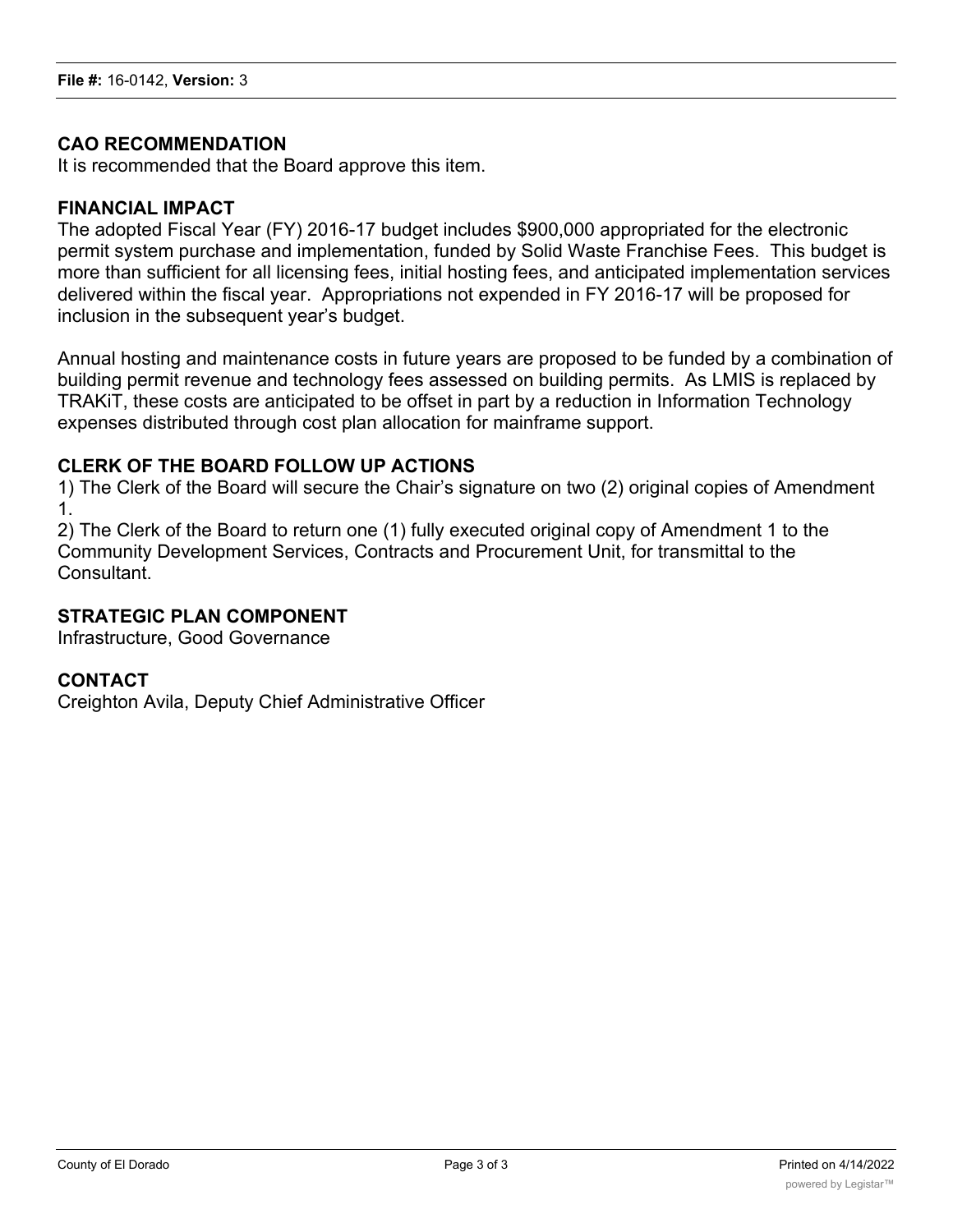## CAO RECOMMENDATION

It is recommended that the Board approve this item.

## FINANCIAL IMPACT

The adopted Fiscal Year (FY) 2016-17 budget includes $900,000 appropriated for the electronic permit system purchase and implementation, funded by Solid Waste Franchise Fees. This budget is more than sufficient for all licensing fees, initial hosting fees, and anticipated implementation services delivered within the fiscal year. Appropriations not expended in FY 2016-17 will be proposed for inclusion in the subsequent year's budget.

Annual hosting and maintenance costs in future years are proposed to be funded by a combination of building permit revenue and technology fees assessed on building permits. As LMIS is replaced by TRAKiT, these costs are anticipated to be offset in part by a reduction in Information Technology expenses distributed through cost plan allocation for mainframe support.

## CLERK OF THE BOARD FOLLOW UP ACTIONS

1) The Clerk of the Board will secure the Chair's signature on two (2) original copies of Amendment 1.

2) The Clerk of the Board to return one (1) fully executed original copy of Amendment 1 to the Community Development Services, Contracts and Procurement Unit, for transmittal to the Consultant.

## STRATEGIC PLAN COMPONENT

Infrastructure, Good Governance

## CONTACT

Creighton Avila, Deputy Chief Administrative Officer